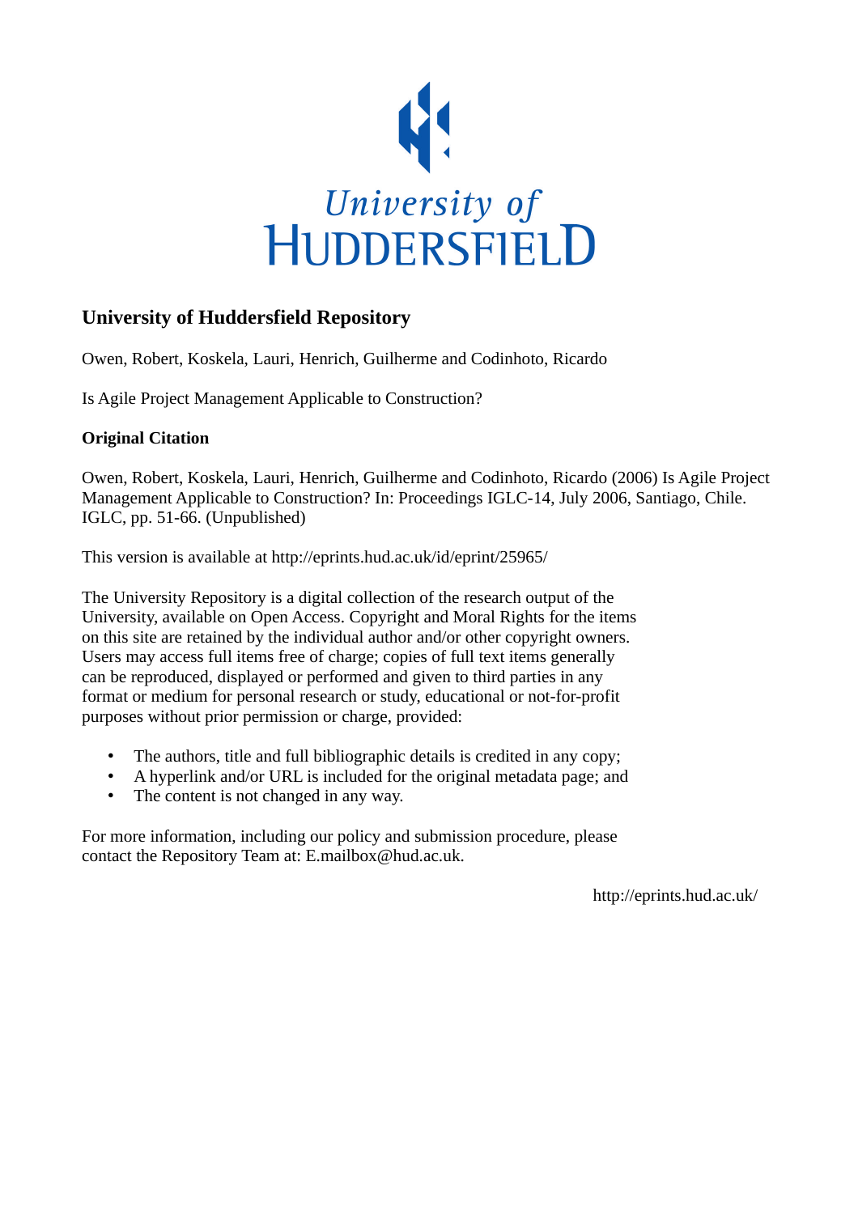University of HUDDERSFIELD

## University of Huddersfield Repository

Owen, Robert, Koskela, Lauri, Henrich, Guilherme and Codinhoto, Ricardo

Is Agile Project Management Applicable to Construction?

### Original Citation

Owen, Robert, Koskela, Lauri, Henrich, Guilherme and Codinhoto, Ricardo (2006) Is Agile Project Management Applicable to Construction? In: Proceedings IGLC-14, July 2006, Santiago, Chile. IGLC, pp. 51-66. (Unpublished)

This version is available at http://eprints.hud.ac.uk/id/eprint/25965/

The University Repository is a digital collection of the research output of the University, available on Open Access. Copyright and Moral Rights for the items on this site are retained by the individual author and/or other copyright owners. Users may access full items free of charge; copies of full text items generally can be reproduced, displayed or performed and given to third parties in any format or medium for personal research or study, educational or not-for-profit purposes without prior permission or charge, provided:

- The authors, title and full bibliographic details is credited in any copy;
- A hyperlink and/or URL is included for the original metadata page; and
- The content is not changed in any way.

For more information, including our policy and submission procedure, please contact the Repository Team at: E.mailbox@hud.ac.uk.

http://eprints.hud.ac.uk/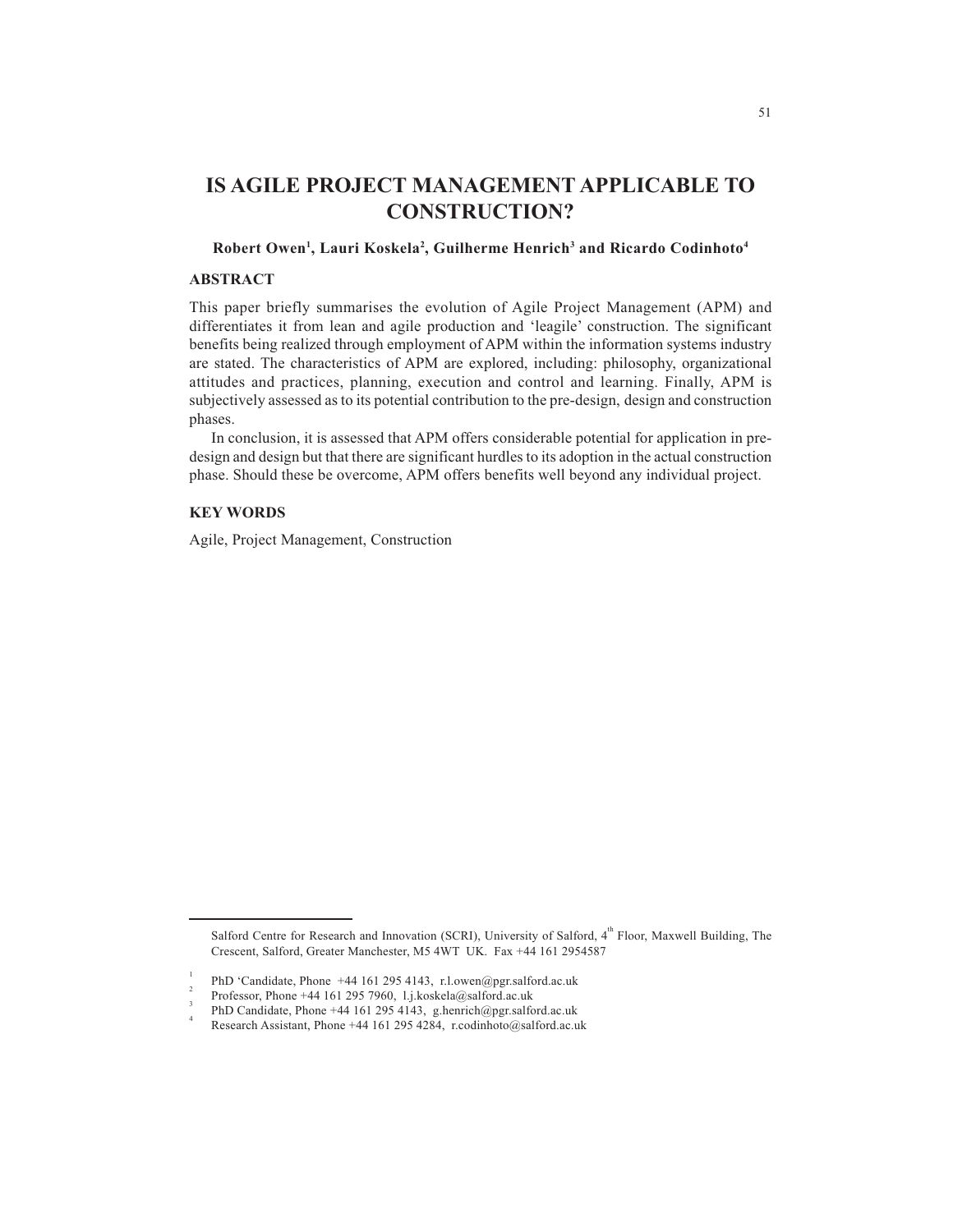# IS AGILE PROJECT MANAGEMENT APPLICABLE TO CONSTRUCTION?

**Robert Owen[1], Lauri Koskela[2], Guilherme Henrich[3] and Ricardo Codinhoto[4]**

## ABSTRACT

This paper briefly summarises the evolution of Agile Project Management (APM) and differentiates it from lean and agile production and 'leagile' construction. The significant benefits being realized through employment of APM within the information systems industry are stated. The characteristics of APM are explored, including: philosophy, organizational attitudes and practices, planning, execution and control and learning. Finally, APM is subjectively assessed as to its potential contribution to the pre-design, design and construction phases.

In conclusion, it is assessed that APM offers considerable potential for application in pre-design and design but that there are significant hurdles to its adoption in the actual construction phase. Should these be overcome, APM offers benefits well beyond any individual project.

## KEY WORDS

Agile, Project Management, Construction

---

Salford Centre for Research and Innovation (SCRI), University of Salford, 4th Floor, Maxwell Building, The Crescent, Salford, Greater Manchester, M5 4WT UK. Fax +44 161 2954587

[1] PhD 'Candidate, Phone +44 161 295 4143, r.l.owen@pgr.salford.ac.uk

[2] Professor, Phone +44 161 295 7960, l.j.koskela@salford.ac.uk

[3] PhD Candidate, Phone +44 161 295 4143, g.henrich@pgr.salford.ac.uk

[4] Research Assistant, Phone +44 161 295 4284, r.codinhoto@salford.ac.uk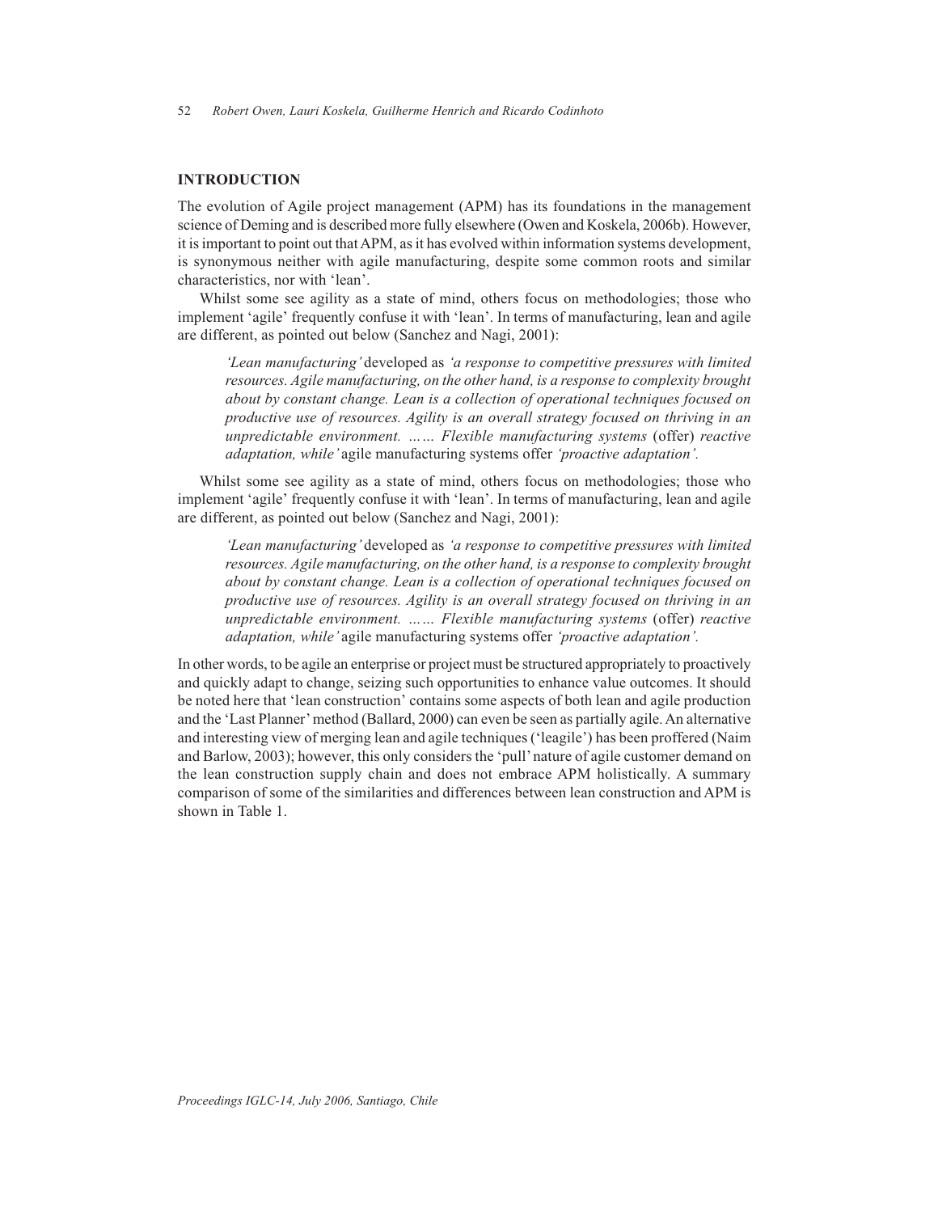## INTRODUCTION

The evolution of Agile project management (APM) has its foundations in the management science of Deming and is described more fully elsewhere (Owen and Koskela, 2006b). However, it is important to point out that APM, as it has evolved within information systems development, is synonymous neither with agile manufacturing, despite some common roots and similar characteristics, nor with 'lean'.

Whilst some see agility as a state of mind, others focus on methodologies; those who implement 'agile' frequently confuse it with 'lean'. In terms of manufacturing, lean and agile are different, as pointed out below (Sanchez and Nagi, 2001):

> *'Lean manufacturing'* developed as *'a response to competitive pressures with limited resources. Agile manufacturing, on the other hand, is a response to complexity brought about by constant change. Lean is a collection of operational techniques focused on productive use of resources. Agility is an overall strategy focused on thriving in an unpredictable environment. …… Flexible manufacturing systems* (offer) *reactive adaptation, while'* agile manufacturing systems offer *'proactive adaptation'.*

Whilst some see agility as a state of mind, others focus on methodologies; those who implement 'agile' frequently confuse it with 'lean'. In terms of manufacturing, lean and agile are different, as pointed out below (Sanchez and Nagi, 2001):

> *'Lean manufacturing'* developed as *'a response to competitive pressures with limited resources. Agile manufacturing, on the other hand, is a response to complexity brought about by constant change. Lean is a collection of operational techniques focused on productive use of resources. Agility is an overall strategy focused on thriving in an unpredictable environment. …… Flexible manufacturing systems* (offer) *reactive adaptation, while'* agile manufacturing systems offer *'proactive adaptation'.*

In other words, to be agile an enterprise or project must be structured appropriately to proactively and quickly adapt to change, seizing such opportunities to enhance value outcomes. It should be noted here that 'lean construction' contains some aspects of both lean and agile production and the 'Last Planner' method (Ballard, 2000) can even be seen as partially agile. An alternative and interesting view of merging lean and agile techniques ('leagile') has been proffered (Naim and Barlow, 2003); however, this only considers the 'pull' nature of agile customer demand on the lean construction supply chain and does not embrace APM holistically. A summary comparison of some of the similarities and differences between lean construction and APM is shown in Table 1.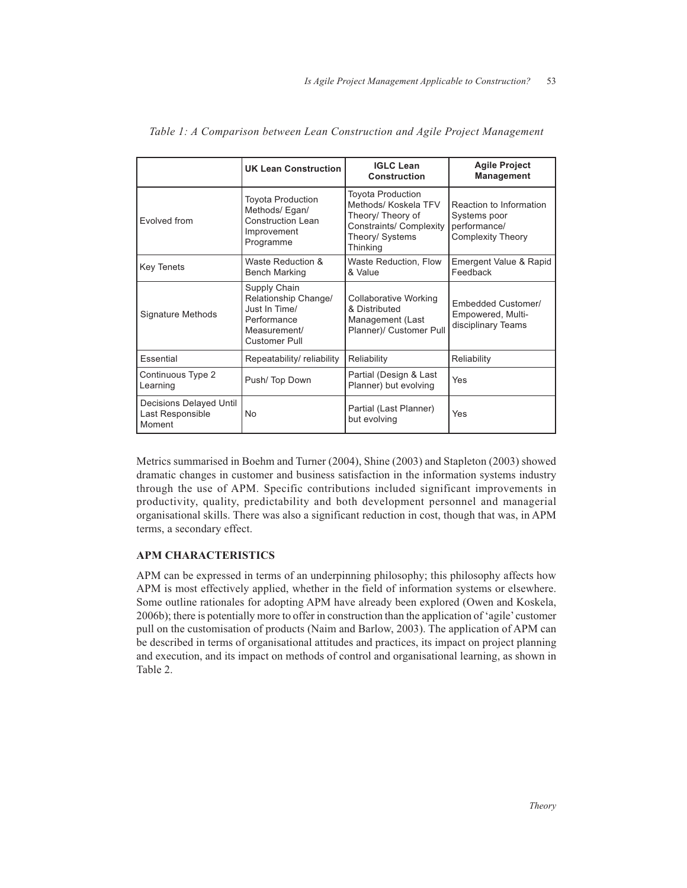*Table 1: A Comparison between Lean Construction and Agile Project Management*

| | UK Lean Construction | IGLC Lean Construction | Agile Project Management |
|---|---|---|---|
| Evolved from | Toyota Production Methods/ Egan/ Construction Lean Improvement Programme | Toyota Production Methods/ Koskela TFV Theory/ Theory of Constraints/ Complexity Theory/ Systems Thinking | Reaction to Information Systems poor performance/ Complexity Theory |
| Key Tenets | Waste Reduction & Bench Marking | Waste Reduction, Flow & Value | Emergent Value & Rapid Feedback |
| Signature Methods | Supply Chain Relationship Change/ Just In Time/ Performance Measurement/ Customer Pull | Collaborative Working & Distributed Management (Last Planner)/ Customer Pull | Embedded Customer/ Empowered, Multi-disciplinary Teams |
| Essential | Repeatability/ reliability | Reliability | Reliability |
| Continuous Type 2 Learning | Push/ Top Down | Partial (Design & Last Planner) but evolving | Yes |
| Decisions Delayed Until Last Responsible Moment | No | Partial (Last Planner) but evolving | Yes |

Metrics summarised in Boehm and Turner (2004), Shine (2003) and Stapleton (2003) showed dramatic changes in customer and business satisfaction in the information systems industry through the use of APM. Specific contributions included significant improvements in productivity, quality, predictability and both development personnel and managerial organisational skills. There was also a significant reduction in cost, though that was, in APM terms, a secondary effect.

## APM CHARACTERISTICS

APM can be expressed in terms of an underpinning philosophy; this philosophy affects how APM is most effectively applied, whether in the field of information systems or elsewhere. Some outline rationales for adopting APM have already been explored (Owen and Koskela, 2006b); there is potentially more to offer in construction than the application of 'agile' customer pull on the customisation of products (Naim and Barlow, 2003). The application of APM can be described in terms of organisational attitudes and practices, its impact on project planning and execution, and its impact on methods of control and organisational learning, as shown in Table 2.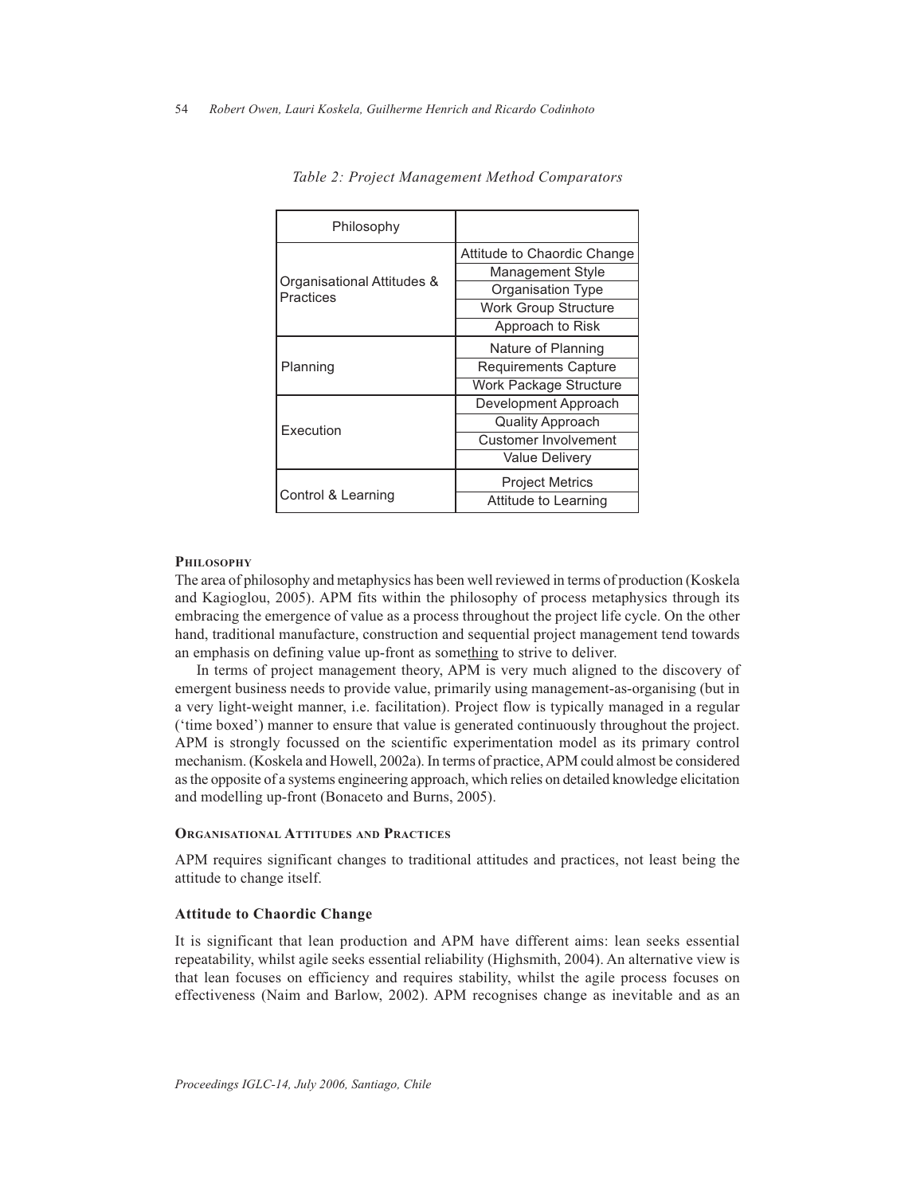*Table 2: Project Management Method Comparators*

| Philosophy | |
|---|---|
| Organisational Attitudes & Practices | Attitude to Chaordic Change |
| | Management Style |
| | Organisation Type |
| | Work Group Structure |
| | Approach to Risk |
| Planning | Nature of Planning |
| | Requirements Capture |
| | Work Package Structure |
| Execution | Development Approach |
| | Quality Approach |
| | Customer Involvement |
| | Value Delivery |
| Control & Learning | Project Metrics |
| | Attitude to Learning |

## PHILOSOPHY

The area of philosophy and metaphysics has been well reviewed in terms of production (Koskela and Kagioglou, 2005). APM fits within the philosophy of process metaphysics through its embracing the emergence of value as a process throughout the project life cycle. On the other hand, traditional manufacture, construction and sequential project management tend towards an emphasis on defining value up-front as some<u>thing</u> to strive to deliver.

In terms of project management theory, APM is very much aligned to the discovery of emergent business needs to provide value, primarily using management-as-organising (but in a very light-weight manner, i.e. facilitation). Project flow is typically managed in a regular ('time boxed') manner to ensure that value is generated continuously throughout the project. APM is strongly focussed on the scientific experimentation model as its primary control mechanism. (Koskela and Howell, 2002a). In terms of practice, APM could almost be considered as the opposite of a systems engineering approach, which relies on detailed knowledge elicitation and modelling up-front (Bonaceto and Burns, 2005).

## ORGANISATIONAL ATTITUDES AND PRACTICES

APM requires significant changes to traditional attitudes and practices, not least being the attitude to change itself.

### Attitude to Chaordic Change

It is significant that lean production and APM have different aims: lean seeks essential repeatability, whilst agile seeks essential reliability (Highsmith, 2004). An alternative view is that lean focuses on efficiency and requires stability, whilst the agile process focuses on effectiveness (Naim and Barlow, 2002). APM recognises change as inevitable and as an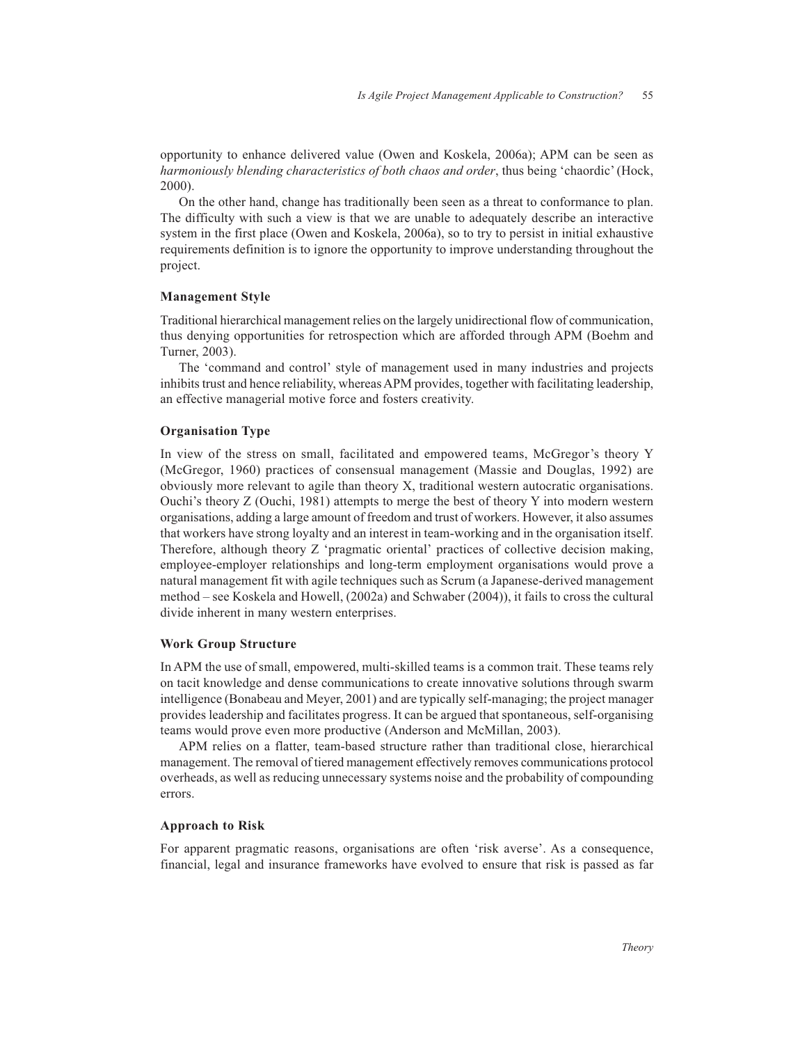opportunity to enhance delivered value (Owen and Koskela, 2006a); APM can be seen as *harmoniously blending characteristics of both chaos and order*, thus being 'chaordic' (Hock, 2000).

On the other hand, change has traditionally been seen as a threat to conformance to plan. The difficulty with such a view is that we are unable to adequately describe an interactive system in the first place (Owen and Koskela, 2006a), so to try to persist in initial exhaustive requirements definition is to ignore the opportunity to improve understanding throughout the project.

### Management Style

Traditional hierarchical management relies on the largely unidirectional flow of communication, thus denying opportunities for retrospection which are afforded through APM (Boehm and Turner, 2003).

The 'command and control' style of management used in many industries and projects inhibits trust and hence reliability, whereas APM provides, together with facilitating leadership, an effective managerial motive force and fosters creativity.

### Organisation Type

In view of the stress on small, facilitated and empowered teams, McGregor's theory Y (McGregor, 1960) practices of consensual management (Massie and Douglas, 1992) are obviously more relevant to agile than theory X, traditional western autocratic organisations. Ouchi's theory Z (Ouchi, 1981) attempts to merge the best of theory Y into modern western organisations, adding a large amount of freedom and trust of workers. However, it also assumes that workers have strong loyalty and an interest in team-working and in the organisation itself. Therefore, although theory Z 'pragmatic oriental' practices of collective decision making, employee-employer relationships and long-term employment organisations would prove a natural management fit with agile techniques such as Scrum (a Japanese-derived management method – see Koskela and Howell, (2002a) and Schwaber (2004)), it fails to cross the cultural divide inherent in many western enterprises.

### Work Group Structure

In APM the use of small, empowered, multi-skilled teams is a common trait. These teams rely on tacit knowledge and dense communications to create innovative solutions through swarm intelligence (Bonabeau and Meyer, 2001) and are typically self-managing; the project manager provides leadership and facilitates progress. It can be argued that spontaneous, self-organising teams would prove even more productive (Anderson and McMillan, 2003).

APM relies on a flatter, team-based structure rather than traditional close, hierarchical management. The removal of tiered management effectively removes communications protocol overheads, as well as reducing unnecessary systems noise and the probability of compounding errors.

### Approach to Risk

For apparent pragmatic reasons, organisations are often 'risk averse'. As a consequence, financial, legal and insurance frameworks have evolved to ensure that risk is passed as far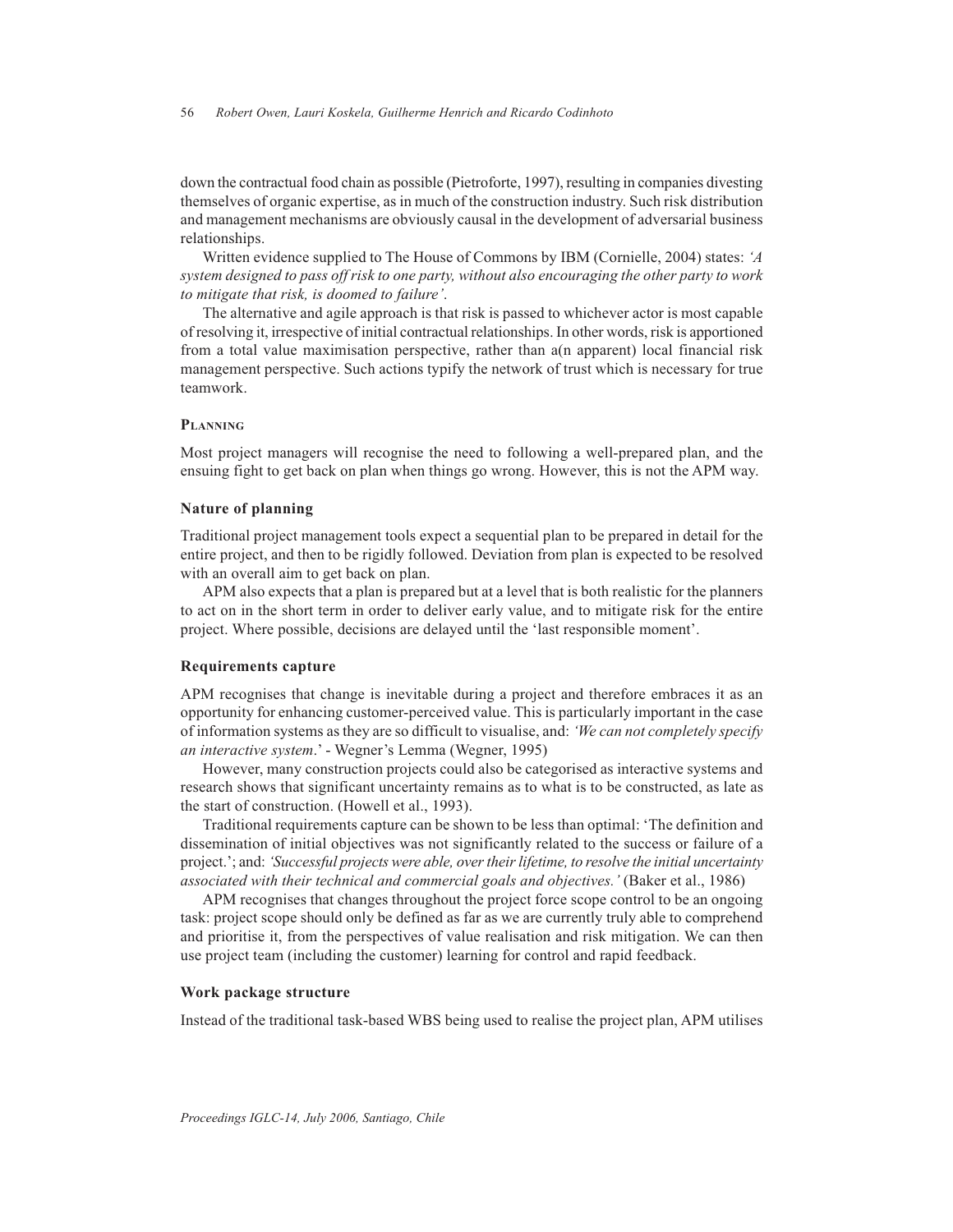down the contractual food chain as possible (Pietroforte, 1997), resulting in companies divesting themselves of organic expertise, as in much of the construction industry. Such risk distribution and management mechanisms are obviously causal in the development of adversarial business relationships.

Written evidence supplied to The House of Commons by IBM (Cornielle, 2004) states: *'A system designed to pass off risk to one party, without also encouraging the other party to work to mitigate that risk, is doomed to failure'*.

The alternative and agile approach is that risk is passed to whichever actor is most capable of resolving it, irrespective of initial contractual relationships. In other words, risk is apportioned from a total value maximisation perspective, rather than a(n apparent) local financial risk management perspective. Such actions typify the network of trust which is necessary for true teamwork.

## PLANNING

Most project managers will recognise the need to following a well-prepared plan, and the ensuing fight to get back on plan when things go wrong. However, this is not the APM way.

### Nature of planning

Traditional project management tools expect a sequential plan to be prepared in detail for the entire project, and then to be rigidly followed. Deviation from plan is expected to be resolved with an overall aim to get back on plan.

APM also expects that a plan is prepared but at a level that is both realistic for the planners to act on in the short term in order to deliver early value, and to mitigate risk for the entire project. Where possible, decisions are delayed until the 'last responsible moment'.

### Requirements capture

APM recognises that change is inevitable during a project and therefore embraces it as an opportunity for enhancing customer-perceived value. This is particularly important in the case of information systems as they are so difficult to visualise, and: *'We can not completely specify an interactive system*.' - Wegner's Lemma (Wegner, 1995)

However, many construction projects could also be categorised as interactive systems and research shows that significant uncertainty remains as to what is to be constructed, as late as the start of construction. (Howell et al., 1993).

Traditional requirements capture can be shown to be less than optimal: 'The definition and dissemination of initial objectives was not significantly related to the success or failure of a project.'; and: *'Successful projects were able, over their lifetime, to resolve the initial uncertainty associated with their technical and commercial goals and objectives.'* (Baker et al., 1986)

APM recognises that changes throughout the project force scope control to be an ongoing task: project scope should only be defined as far as we are currently truly able to comprehend and prioritise it, from the perspectives of value realisation and risk mitigation. We can then use project team (including the customer) learning for control and rapid feedback.

### Work package structure

Instead of the traditional task-based WBS being used to realise the project plan, APM utilises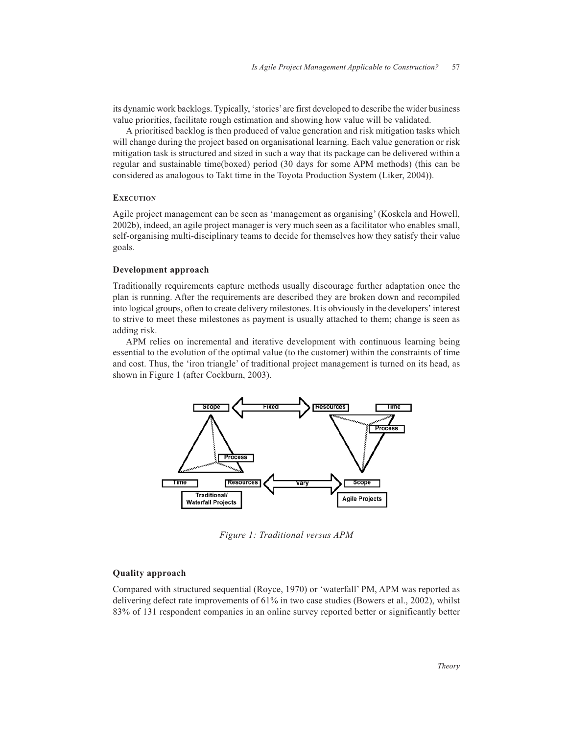its dynamic work backlogs. Typically, 'stories' are first developed to describe the wider business value priorities, facilitate rough estimation and showing how value will be validated.

A prioritised backlog is then produced of value generation and risk mitigation tasks which will change during the project based on organisational learning. Each value generation or risk mitigation task is structured and sized in such a way that its package can be delivered within a regular and sustainable time(boxed) period (30 days for some APM methods) (this can be considered as analogous to Takt time in the Toyota Production System (Liker, 2004)).

### Execution

Agile project management can be seen as 'management as organising' (Koskela and Howell, 2002b), indeed, an agile project manager is very much seen as a facilitator who enables small, self-organising multi-disciplinary teams to decide for themselves how they satisfy their value goals.

### Development approach

Traditionally requirements capture methods usually discourage further adaptation once the plan is running. After the requirements are described they are broken down and recompiled into logical groups, often to create delivery milestones. It is obviously in the developers' interest to strive to meet these milestones as payment is usually attached to them; change is seen as adding risk.

APM relies on incremental and iterative development with continuous learning being essential to the evolution of the optimal value (to the customer) within the constraints of time and cost. Thus, the 'iron triangle' of traditional project management is turned on its head, as shown in Figure 1 (after Cockburn, 2003).

*Figure 1: Traditional versus APM*

### Quality approach

Compared with structured sequential (Royce, 1970) or 'waterfall' PM, APM was reported as delivering defect rate improvements of 61% in two case studies (Bowers et al., 2002), whilst 83% of 131 respondent companies in an online survey reported better or significantly better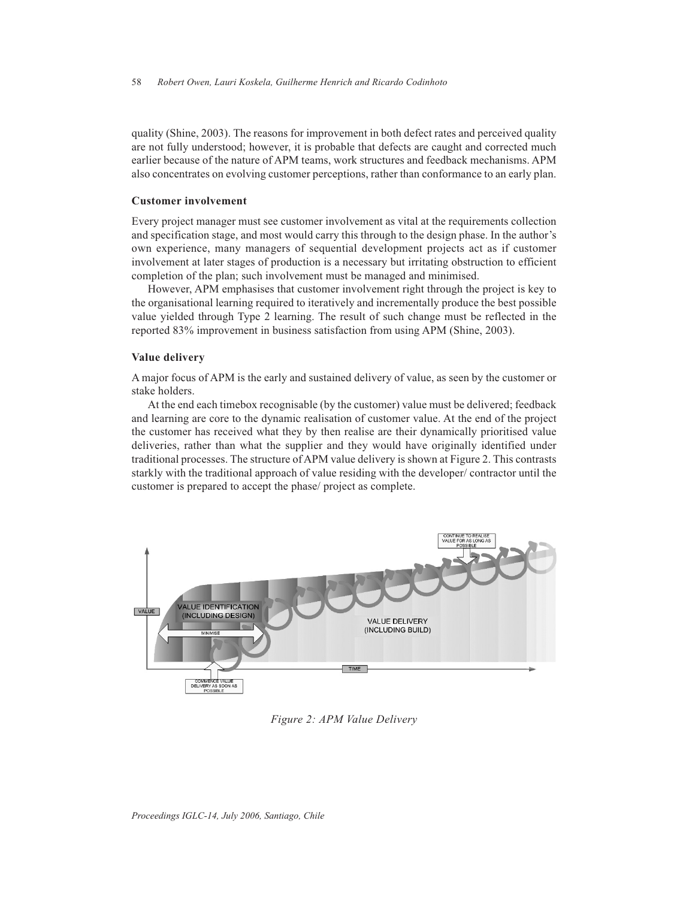quality (Shine, 2003). The reasons for improvement in both defect rates and perceived quality are not fully understood; however, it is probable that defects are caught and corrected much earlier because of the nature of APM teams, work structures and feedback mechanisms. APM also concentrates on evolving customer perceptions, rather than conformance to an early plan.

### Customer involvement

Every project manager must see customer involvement as vital at the requirements collection and specification stage, and most would carry this through to the design phase. In the author's own experience, many managers of sequential development projects act as if customer involvement at later stages of production is a necessary but irritating obstruction to efficient completion of the plan; such involvement must be managed and minimised.

However, APM emphasises that customer involvement right through the project is key to the organisational learning required to iteratively and incrementally produce the best possible value yielded through Type 2 learning. The result of such change must be reflected in the reported 83% improvement in business satisfaction from using APM (Shine, 2003).

### Value delivery

A major focus of APM is the early and sustained delivery of value, as seen by the customer or stake holders.

At the end each timebox recognisable (by the customer) value must be delivered; feedback and learning are core to the dynamic realisation of customer value. At the end of the project the customer has received what they by then realise are their dynamically prioritised value deliveries, rather than what the supplier and they would have originally identified under traditional processes. The structure of APM value delivery is shown at Figure 2. This contrasts starkly with the traditional approach of value residing with the developer/ contractor until the customer is prepared to accept the phase/ project as complete.

*Figure 2: APM Value Delivery*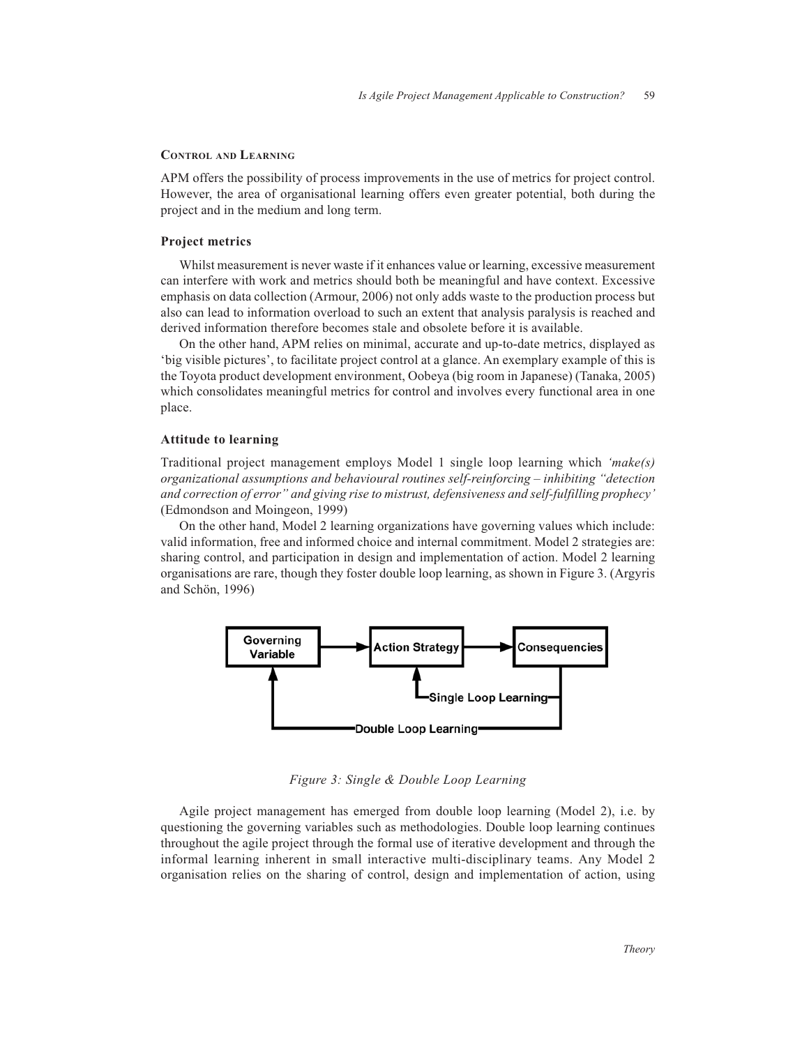## Control and Learning

APM offers the possibility of process improvements in the use of metrics for project control. However, the area of organisational learning offers even greater potential, both during the project and in the medium and long term.

### Project metrics

Whilst measurement is never waste if it enhances value or learning, excessive measurement can interfere with work and metrics should both be meaningful and have context. Excessive emphasis on data collection (Armour, 2006) not only adds waste to the production process but also can lead to information overload to such an extent that analysis paralysis is reached and derived information therefore becomes stale and obsolete before it is available.

On the other hand, APM relies on minimal, accurate and up-to-date metrics, displayed as 'big visible pictures', to facilitate project control at a glance. An exemplary example of this is the Toyota product development environment, Oobeya (big room in Japanese) (Tanaka, 2005) which consolidates meaningful metrics for control and involves every functional area in one place.

### Attitude to learning

Traditional project management employs Model 1 single loop learning which *'make(s) organizational assumptions and behavioural routines self-reinforcing – inhibiting "detection and correction of error" and giving rise to mistrust, defensiveness and self-fulfilling prophecy'* (Edmondson and Moingeon, 1999)

On the other hand, Model 2 learning organizations have governing values which include: valid information, free and informed choice and internal commitment. Model 2 strategies are: sharing control, and participation in design and implementation of action. Model 2 learning organisations are rare, though they foster double loop learning, as shown in Figure 3. (Argyris and Schön, 1996)

Governing Variable → Action Strategy → Consequencies

Single Loop Learning

Double Loop Learning

*Figure 3: Single & Double Loop Learning*

Agile project management has emerged from double loop learning (Model 2), i.e. by questioning the governing variables such as methodologies. Double loop learning continues throughout the agile project through the formal use of iterative development and through the informal learning inherent in small interactive multi-disciplinary teams. Any Model 2 organisation relies on the sharing of control, design and implementation of action, using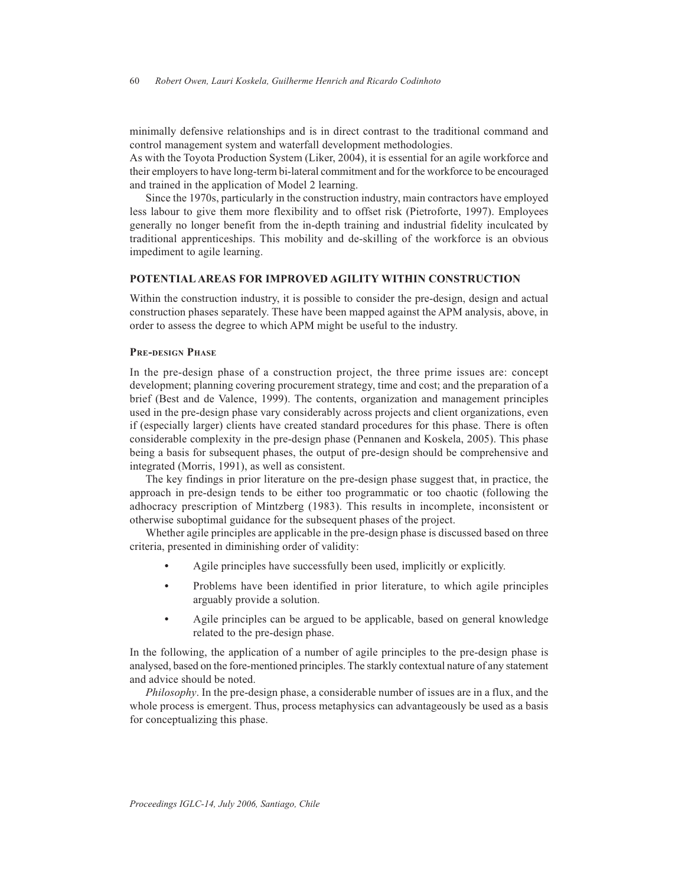minimally defensive relationships and is in direct contrast to the traditional command and control management system and waterfall development methodologies.

As with the Toyota Production System (Liker, 2004), it is essential for an agile workforce and their employers to have long-term bi-lateral commitment and for the workforce to be encouraged and trained in the application of Model 2 learning.

Since the 1970s, particularly in the construction industry, main contractors have employed less labour to give them more flexibility and to offset risk (Pietroforte, 1997). Employees generally no longer benefit from the in-depth training and industrial fidelity inculcated by traditional apprenticeships. This mobility and de-skilling of the workforce is an obvious impediment to agile learning.

## POTENTIAL AREAS FOR IMPROVED AGILITY WITHIN CONSTRUCTION

Within the construction industry, it is possible to consider the pre-design, design and actual construction phases separately. These have been mapped against the APM analysis, above, in order to assess the degree to which APM might be useful to the industry.

### Pre-design Phase

In the pre-design phase of a construction project, the three prime issues are: concept development; planning covering procurement strategy, time and cost; and the preparation of a brief (Best and de Valence, 1999). The contents, organization and management principles used in the pre-design phase vary considerably across projects and client organizations, even if (especially larger) clients have created standard procedures for this phase. There is often considerable complexity in the pre-design phase (Pennanen and Koskela, 2005). This phase being a basis for subsequent phases, the output of pre-design should be comprehensive and integrated (Morris, 1991), as well as consistent.

The key findings in prior literature on the pre-design phase suggest that, in practice, the approach in pre-design tends to be either too programmatic or too chaotic (following the adhocracy prescription of Mintzberg (1983). This results in incomplete, inconsistent or otherwise suboptimal guidance for the subsequent phases of the project.

Whether agile principles are applicable in the pre-design phase is discussed based on three criteria, presented in diminishing order of validity:

- Agile principles have successfully been used, implicitly or explicitly.
- Problems have been identified in prior literature, to which agile principles arguably provide a solution.
- Agile principles can be argued to be applicable, based on general knowledge related to the pre-design phase.

In the following, the application of a number of agile principles to the pre-design phase is analysed, based on the fore-mentioned principles. The starkly contextual nature of any statement and advice should be noted.

*Philosophy*. In the pre-design phase, a considerable number of issues are in a flux, and the whole process is emergent. Thus, process metaphysics can advantageously be used as a basis for conceptualizing this phase.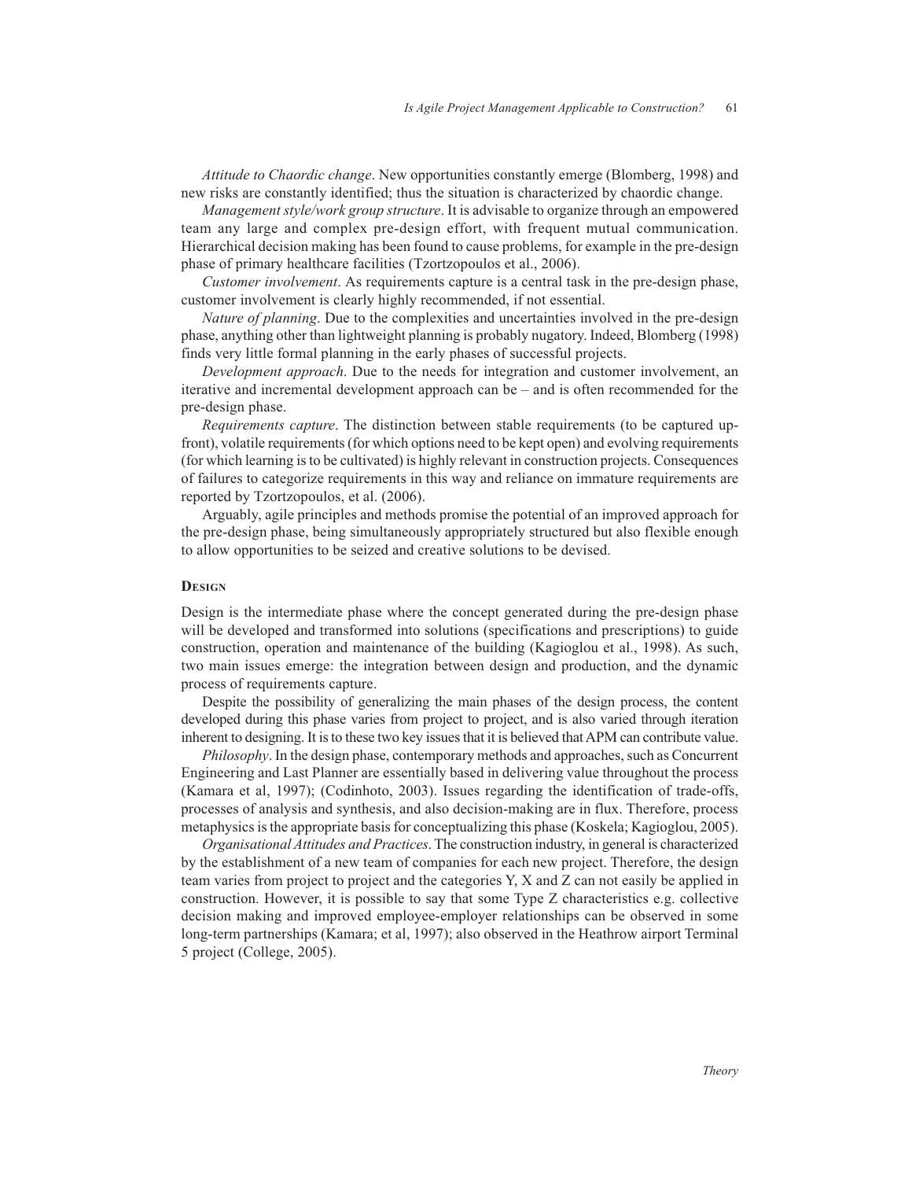*Attitude to Chaordic change*. New opportunities constantly emerge (Blomberg, 1998) and new risks are constantly identified; thus the situation is characterized by chaordic change.

*Management style/work group structure*. It is advisable to organize through an empowered team any large and complex pre-design effort, with frequent mutual communication. Hierarchical decision making has been found to cause problems, for example in the pre-design phase of primary healthcare facilities (Tzortzopoulos et al., 2006).

*Customer involvement*. As requirements capture is a central task in the pre-design phase, customer involvement is clearly highly recommended, if not essential.

*Nature of planning*. Due to the complexities and uncertainties involved in the pre-design phase, anything other than lightweight planning is probably nugatory. Indeed, Blomberg (1998) finds very little formal planning in the early phases of successful projects.

*Development approach*. Due to the needs for integration and customer involvement, an iterative and incremental development approach can be – and is often recommended for the pre-design phase.

*Requirements capture*. The distinction between stable requirements (to be captured up-front), volatile requirements (for which options need to be kept open) and evolving requirements (for which learning is to be cultivated) is highly relevant in construction projects. Consequences of failures to categorize requirements in this way and reliance on immature requirements are reported by Tzortzopoulos, et al. (2006).

Arguably, agile principles and methods promise the potential of an improved approach for the pre-design phase, being simultaneously appropriately structured but also flexible enough to allow opportunities to be seized and creative solutions to be devised.

## Design

Design is the intermediate phase where the concept generated during the pre-design phase will be developed and transformed into solutions (specifications and prescriptions) to guide construction, operation and maintenance of the building (Kagioglou et al., 1998). As such, two main issues emerge: the integration between design and production, and the dynamic process of requirements capture.

Despite the possibility of generalizing the main phases of the design process, the content developed during this phase varies from project to project, and is also varied through iteration inherent to designing. It is to these two key issues that it is believed that APM can contribute value.

*Philosophy*. In the design phase, contemporary methods and approaches, such as Concurrent Engineering and Last Planner are essentially based in delivering value throughout the process (Kamara et al, 1997); (Codinhoto, 2003). Issues regarding the identification of trade-offs, processes of analysis and synthesis, and also decision-making are in flux. Therefore, process metaphysics is the appropriate basis for conceptualizing this phase (Koskela; Kagioglou, 2005).

*Organisational Attitudes and Practices*. The construction industry, in general is characterized by the establishment of a new team of companies for each new project. Therefore, the design team varies from project to project and the categories Y, X and Z can not easily be applied in construction. However, it is possible to say that some Type Z characteristics e.g. collective decision making and improved employee-employer relationships can be observed in some long-term partnerships (Kamara; et al, 1997); also observed in the Heathrow airport Terminal 5 project (College, 2005).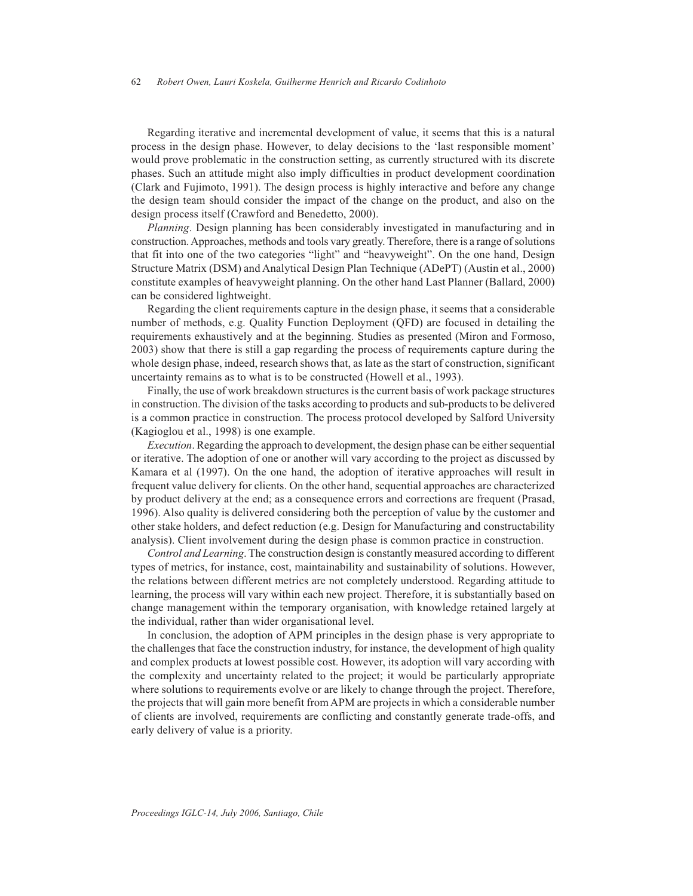Regarding iterative and incremental development of value, it seems that this is a natural process in the design phase. However, to delay decisions to the 'last responsible moment' would prove problematic in the construction setting, as currently structured with its discrete phases. Such an attitude might also imply difficulties in product development coordination (Clark and Fujimoto, 1991). The design process is highly interactive and before any change the design team should consider the impact of the change on the product, and also on the design process itself (Crawford and Benedetto, 2000).

*Planning*. Design planning has been considerably investigated in manufacturing and in construction. Approaches, methods and tools vary greatly. Therefore, there is a range of solutions that fit into one of the two categories "light" and "heavyweight". On the one hand, Design Structure Matrix (DSM) and Analytical Design Plan Technique (ADePT) (Austin et al., 2000) constitute examples of heavyweight planning. On the other hand Last Planner (Ballard, 2000) can be considered lightweight.

Regarding the client requirements capture in the design phase, it seems that a considerable number of methods, e.g. Quality Function Deployment (QFD) are focused in detailing the requirements exhaustively and at the beginning. Studies as presented (Miron and Formoso, 2003) show that there is still a gap regarding the process of requirements capture during the whole design phase, indeed, research shows that, as late as the start of construction, significant uncertainty remains as to what is to be constructed (Howell et al., 1993).

Finally, the use of work breakdown structures is the current basis of work package structures in construction. The division of the tasks according to products and sub-products to be delivered is a common practice in construction. The process protocol developed by Salford University (Kagioglou et al., 1998) is one example.

*Execution*. Regarding the approach to development, the design phase can be either sequential or iterative. The adoption of one or another will vary according to the project as discussed by Kamara et al (1997). On the one hand, the adoption of iterative approaches will result in frequent value delivery for clients. On the other hand, sequential approaches are characterized by product delivery at the end; as a consequence errors and corrections are frequent (Prasad, 1996). Also quality is delivered considering both the perception of value by the customer and other stake holders, and defect reduction (e.g. Design for Manufacturing and constructability analysis). Client involvement during the design phase is common practice in construction.

*Control and Learning*. The construction design is constantly measured according to different types of metrics, for instance, cost, maintainability and sustainability of solutions. However, the relations between different metrics are not completely understood. Regarding attitude to learning, the process will vary within each new project. Therefore, it is substantially based on change management within the temporary organisation, with knowledge retained largely at the individual, rather than wider organisational level.

In conclusion, the adoption of APM principles in the design phase is very appropriate to the challenges that face the construction industry, for instance, the development of high quality and complex products at lowest possible cost. However, its adoption will vary according with the complexity and uncertainty related to the project; it would be particularly appropriate where solutions to requirements evolve or are likely to change through the project. Therefore, the projects that will gain more benefit from APM are projects in which a considerable number of clients are involved, requirements are conflicting and constantly generate trade-offs, and early delivery of value is a priority.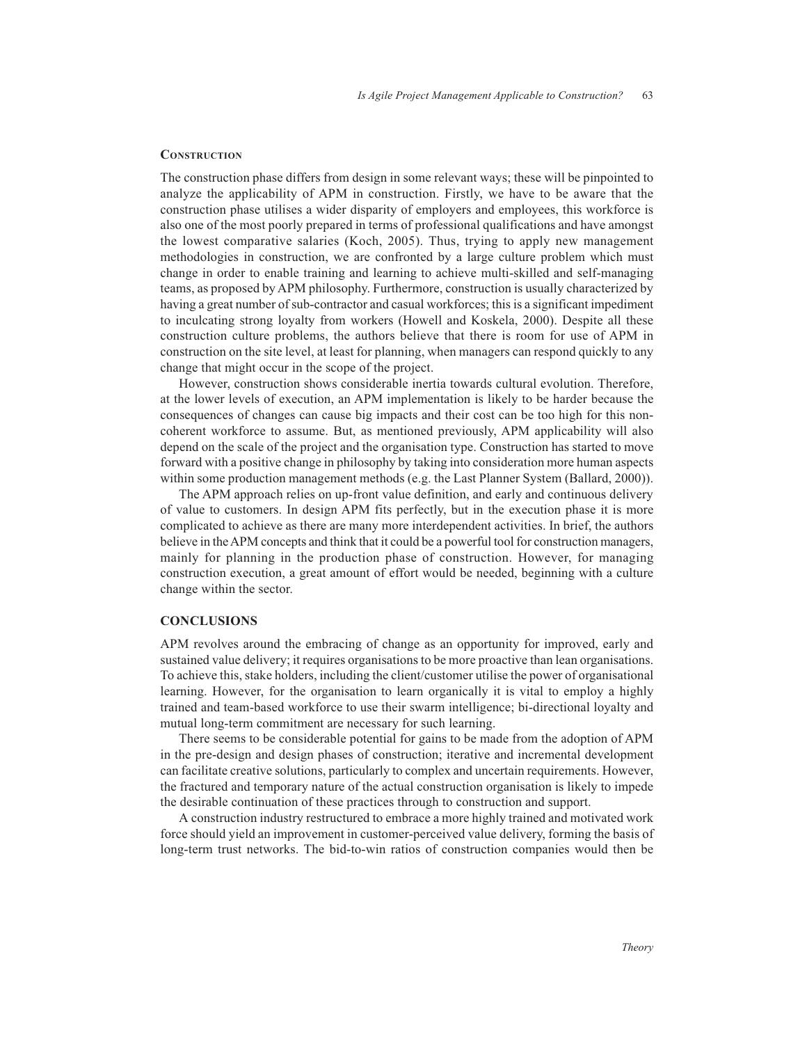### Construction

The construction phase differs from design in some relevant ways; these will be pinpointed to analyze the applicability of APM in construction. Firstly, we have to be aware that the construction phase utilises a wider disparity of employers and employees, this workforce is also one of the most poorly prepared in terms of professional qualifications and have amongst the lowest comparative salaries (Koch, 2005). Thus, trying to apply new management methodologies in construction, we are confronted by a large culture problem which must change in order to enable training and learning to achieve multi-skilled and self-managing teams, as proposed by APM philosophy. Furthermore, construction is usually characterized by having a great number of sub-contractor and casual workforces; this is a significant impediment to inculcating strong loyalty from workers (Howell and Koskela, 2000). Despite all these construction culture problems, the authors believe that there is room for use of APM in construction on the site level, at least for planning, when managers can respond quickly to any change that might occur in the scope of the project.

However, construction shows considerable inertia towards cultural evolution. Therefore, at the lower levels of execution, an APM implementation is likely to be harder because the consequences of changes can cause big impacts and their cost can be too high for this non-coherent workforce to assume. But, as mentioned previously, APM applicability will also depend on the scale of the project and the organisation type. Construction has started to move forward with a positive change in philosophy by taking into consideration more human aspects within some production management methods (e.g. the Last Planner System (Ballard, 2000)).

The APM approach relies on up-front value definition, and early and continuous delivery of value to customers. In design APM fits perfectly, but in the execution phase it is more complicated to achieve as there are many more interdependent activities. In brief, the authors believe in the APM concepts and think that it could be a powerful tool for construction managers, mainly for planning in the production phase of construction. However, for managing construction execution, a great amount of effort would be needed, beginning with a culture change within the sector.

## CONCLUSIONS

APM revolves around the embracing of change as an opportunity for improved, early and sustained value delivery; it requires organisations to be more proactive than lean organisations. To achieve this, stake holders, including the client/customer utilise the power of organisational learning. However, for the organisation to learn organically it is vital to employ a highly trained and team-based workforce to use their swarm intelligence; bi-directional loyalty and mutual long-term commitment are necessary for such learning.

There seems to be considerable potential for gains to be made from the adoption of APM in the pre-design and design phases of construction; iterative and incremental development can facilitate creative solutions, particularly to complex and uncertain requirements. However, the fractured and temporary nature of the actual construction organisation is likely to impede the desirable continuation of these practices through to construction and support.

A construction industry restructured to embrace a more highly trained and motivated work force should yield an improvement in customer-perceived value delivery, forming the basis of long-term trust networks. The bid-to-win ratios of construction companies would then be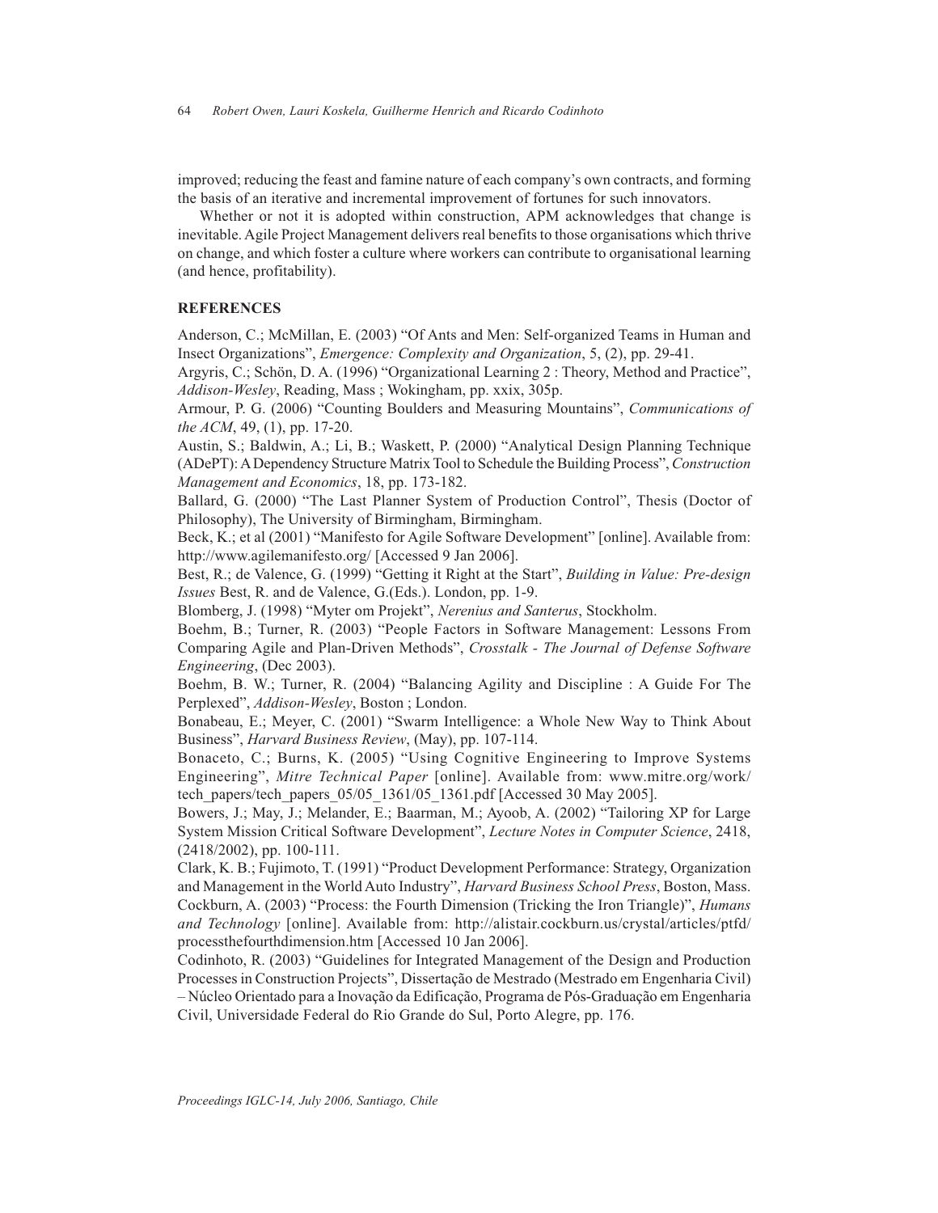improved; reducing the feast and famine nature of each company's own contracts, and forming the basis of an iterative and incremental improvement of fortunes for such innovators.

Whether or not it is adopted within construction, APM acknowledges that change is inevitable. Agile Project Management delivers real benefits to those organisations which thrive on change, and which foster a culture where workers can contribute to organisational learning (and hence, profitability).

## REFERENCES

Anderson, C.; McMillan, E. (2003) "Of Ants and Men: Self-organized Teams in Human and Insect Organizations", *Emergence: Complexity and Organization*, 5, (2), pp. 29-41.

Argyris, C.; Schön, D. A. (1996) "Organizational Learning 2 : Theory, Method and Practice", *Addison-Wesley*, Reading, Mass ; Wokingham, pp. xxix, 305p.

Armour, P. G. (2006) "Counting Boulders and Measuring Mountains", *Communications of the ACM*, 49, (1), pp. 17-20.

Austin, S.; Baldwin, A.; Li, B.; Waskett, P. (2000) "Analytical Design Planning Technique (ADePT): A Dependency Structure Matrix Tool to Schedule the Building Process", *Construction Management and Economics*, 18, pp. 173-182.

Ballard, G. (2000) "The Last Planner System of Production Control", Thesis (Doctor of Philosophy), The University of Birmingham, Birmingham.

Beck, K.; et al (2001) "Manifesto for Agile Software Development" [online]. Available from: http://www.agilemanifesto.org/ [Accessed 9 Jan 2006].

Best, R.; de Valence, G. (1999) "Getting it Right at the Start", *Building in Value: Pre-design Issues* Best, R. and de Valence, G.(Eds.). London, pp. 1-9.

Blomberg, J. (1998) "Myter om Projekt", *Nerenius and Santerus*, Stockholm.

Boehm, B.; Turner, R. (2003) "People Factors in Software Management: Lessons From Comparing Agile and Plan-Driven Methods", *Crosstalk - The Journal of Defense Software Engineering*, (Dec 2003).

Boehm, B. W.; Turner, R. (2004) "Balancing Agility and Discipline : A Guide For The Perplexed", *Addison-Wesley*, Boston ; London.

Bonabeau, E.; Meyer, C. (2001) "Swarm Intelligence: a Whole New Way to Think About Business", *Harvard Business Review*, (May), pp. 107-114.

Bonaceto, C.; Burns, K. (2005) "Using Cognitive Engineering to Improve Systems Engineering", *Mitre Technical Paper* [online]. Available from: www.mitre.org/work/tech_papers/tech_papers_05/05_1361/05_1361.pdf [Accessed 30 May 2005].

Bowers, J.; May, J.; Melander, E.; Baarman, M.; Ayoob, A. (2002) "Tailoring XP for Large System Mission Critical Software Development", *Lecture Notes in Computer Science*, 2418, (2418/2002), pp. 100-111.

Clark, K. B.; Fujimoto, T. (1991) "Product Development Performance: Strategy, Organization and Management in the World Auto Industry", *Harvard Business School Press*, Boston, Mass.

Cockburn, A. (2003) "Process: the Fourth Dimension (Tricking the Iron Triangle)", *Humans and Technology* [online]. Available from: http://alistair.cockburn.us/crystal/articles/ptfd/processthefourthdimension.htm [Accessed 10 Jan 2006].

Codinhoto, R. (2003) "Guidelines for Integrated Management of the Design and Production Processes in Construction Projects", Dissertação de Mestrado (Mestrado em Engenharia Civil) – Núcleo Orientado para a Inovação da Edificação, Programa de Pós-Graduação em Engenharia Civil, Universidade Federal do Rio Grande do Sul, Porto Alegre, pp. 176.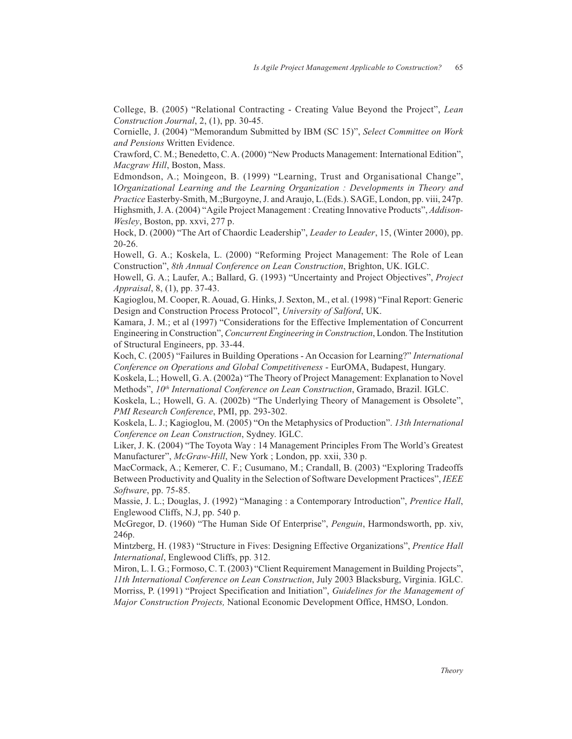College, B. (2005) "Relational Contracting - Creating Value Beyond the Project", *Lean Construction Journal*, 2, (1), pp. 30-45.

Cornielle, J. (2004) "Memorandum Submitted by IBM (SC 15)", *Select Committee on Work and Pensions* Written Evidence.

Crawford, C. M.; Benedetto, C. A. (2000) "New Products Management: International Edition", *Macgraw Hill*, Boston, Mass.

Edmondson, A.; Moingeon, B. (1999) "Learning, Trust and Organisational Change", I*Organizational Learning and the Learning Organization : Developments in Theory and Practice* Easterby-Smith, M.;Burgoyne, J. and Araujo, L.(Eds.). SAGE, London, pp. viii, 247p.

Highsmith, J. A. (2004) "Agile Project Management : Creating Innovative Products", *Addison-Wesley*, Boston, pp. xxvi, 277 p.

Hock, D. (2000) "The Art of Chaordic Leadership", *Leader to Leader*, 15, (Winter 2000), pp. 20-26.

Howell, G. A.; Koskela, L. (2000) "Reforming Project Management: The Role of Lean Construction", *8th Annual Conference on Lean Construction*, Brighton, UK. IGLC.

Howell, G. A.; Laufer, A.; Ballard, G. (1993) "Uncertainty and Project Objectives", *Project Appraisal*, 8, (1), pp. 37-43.

Kagioglou, M. Cooper, R. Aouad, G. Hinks, J. Sexton, M., et al. (1998) "Final Report: Generic Design and Construction Process Protocol", *University of Salford*, UK.

Kamara, J. M.; et al (1997) "Considerations for the Effective Implementation of Concurrent Engineering in Construction", *Concurrent Engineering in Construction*, London. The Institution of Structural Engineers, pp. 33-44.

Koch, C. (2005) "Failures in Building Operations - An Occasion for Learning?" *International Conference on Operations and Global Competitiveness* - EurOMA, Budapest, Hungary.

Koskela, L.; Howell, G. A. (2002a) "The Theory of Project Management: Explanation to Novel Methods", *10th International Conference on Lean Construction*, Gramado, Brazil. IGLC.

Koskela, L.; Howell, G. A. (2002b) "The Underlying Theory of Management is Obsolete", *PMI Research Conference*, PMI, pp. 293-302.

Koskela, L. J.; Kagioglou, M. (2005) "On the Metaphysics of Production". *13th International Conference on Lean Construction*, Sydney. IGLC.

Liker, J. K. (2004) "The Toyota Way : 14 Management Principles From The World's Greatest Manufacturer", *McGraw-Hill*, New York ; London, pp. xxii, 330 p.

MacCormack, A.; Kemerer, C. F.; Cusumano, M.; Crandall, B. (2003) "Exploring Tradeoffs Between Productivity and Quality in the Selection of Software Development Practices", *IEEE Software*, pp. 75-85.

Massie, J. L.; Douglas, J. (1992) "Managing : a Contemporary Introduction", *Prentice Hall*, Englewood Cliffs, N.J, pp. 540 p.

McGregor, D. (1960) "The Human Side Of Enterprise", *Penguin*, Harmondsworth, pp. xiv, 246p.

Mintzberg, H. (1983) "Structure in Fives: Designing Effective Organizations", *Prentice Hall International*, Englewood Cliffs, pp. 312.

Miron, L. I. G.; Formoso, C. T. (2003) "Client Requirement Management in Building Projects", *11th International Conference on Lean Construction*, July 2003 Blacksburg, Virginia. IGLC.

Morriss, P. (1991) "Project Specification and Initiation", *Guidelines for the Management of Major Construction Projects,* National Economic Development Office, HMSO, London.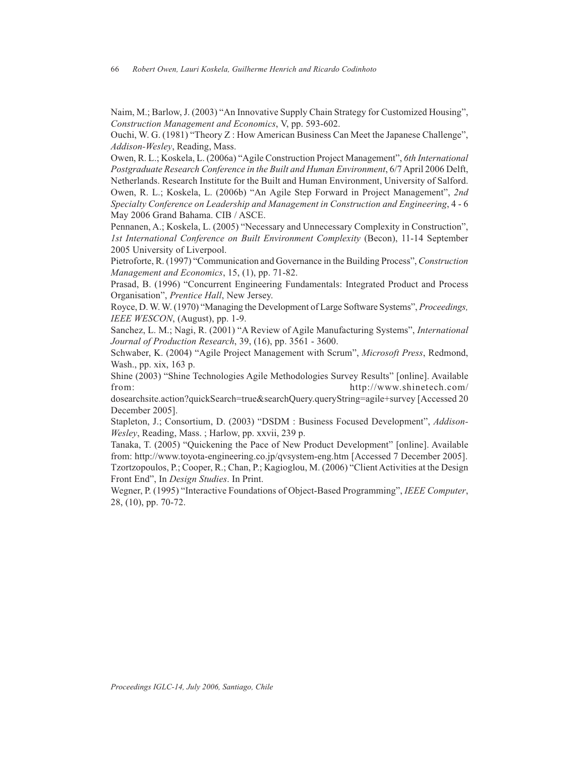Naim, M.; Barlow, J. (2003) "An Innovative Supply Chain Strategy for Customized Housing", *Construction Management and Economics*, V, pp. 593-602.

Ouchi, W. G. (1981) "Theory Z : How American Business Can Meet the Japanese Challenge", *Addison-Wesley*, Reading, Mass.

Owen, R. L.; Koskela, L. (2006a) "Agile Construction Project Management", *6th International Postgraduate Research Conference in the Built and Human Environment*, 6/7 April 2006 Delft, Netherlands. Research Institute for the Built and Human Environment, University of Salford.

Owen, R. L.; Koskela, L. (2006b) "An Agile Step Forward in Project Management", *2nd Specialty Conference on Leadership and Management in Construction and Engineering*, 4 - 6 May 2006 Grand Bahama. CIB / ASCE.

Pennanen, A.; Koskela, L. (2005) "Necessary and Unnecessary Complexity in Construction", *1st International Conference on Built Environment Complexity* (Becon), 11-14 September 2005 University of Liverpool.

Pietroforte, R. (1997) "Communication and Governance in the Building Process", *Construction Management and Economics*, 15, (1), pp. 71-82.

Prasad, B. (1996) "Concurrent Engineering Fundamentals: Integrated Product and Process Organisation", *Prentice Hall*, New Jersey.

Royce, D. W. W. (1970) "Managing the Development of Large Software Systems", *Proceedings, IEEE WESCON*, (August), pp. 1-9.

Sanchez, L. M.; Nagi, R. (2001) "A Review of Agile Manufacturing Systems", *International Journal of Production Research*, 39, (16), pp. 3561 - 3600.

Schwaber, K. (2004) "Agile Project Management with Scrum", *Microsoft Press*, Redmond, Wash., pp. xix, 163 p.

Shine (2003) "Shine Technologies Agile Methodologies Survey Results" [online]. Available from: http://www.shinetech.com/dosearchsite.action?quickSearch=true&searchQuery.queryString=agile+survey [Accessed 20 December 2005].

Stapleton, J.; Consortium, D. (2003) "DSDM : Business Focused Development", *Addison-Wesley*, Reading, Mass. ; Harlow, pp. xxvii, 239 p.

Tanaka, T. (2005) "Quickening the Pace of New Product Development" [online]. Available from: http://www.toyota-engineering.co.jp/qvsystem-eng.htm [Accessed 7 December 2005].

Tzortzopoulos, P.; Cooper, R.; Chan, P.; Kagioglou, M. (2006) "Client Activities at the Design Front End", In *Design Studies*. In Print.

Wegner, P. (1995) "Interactive Foundations of Object-Based Programming", *IEEE Computer*, 28, (10), pp. 70-72.